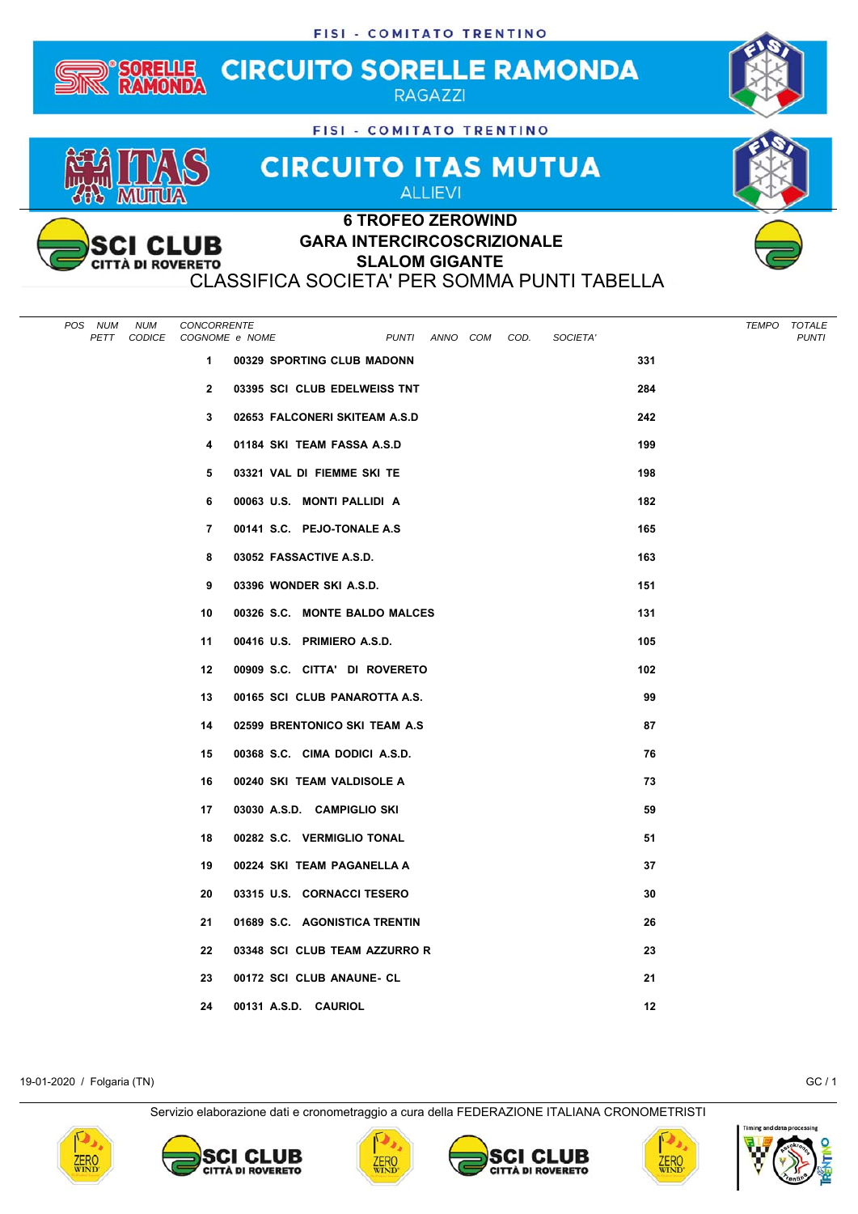FISI - COMITATO TRENTINO

# CIRCUITO SORELLE RAMONDA

RAGAZZI

FISI - COMITATO TRENTINO

# CIRCUITO ITAS MUTUA

ALLIEVI

## 6 TROFEO ZEROWIND
## GARA INTERCIRCOSCRIZIONALE
## SLALOM GIGANTE

CLASSIFICA SOCIETA' PER SOMMA PUNTI TABELLA

| POS | NUM CODICE | SOCIETA' | TOTALE PUNTI |
|---|---|---|---|
| 1 | 00329 | SPORTING CLUB MADONN | 331 |
| 2 | 03395 | SCI CLUB EDELWEISS TNT | 284 |
| 3 | 02653 | FALCONERI SKITEAM A.S.D | 242 |
| 4 | 01184 | SKI TEAM FASSA A.S.D | 199 |
| 5 | 03321 | VAL DI FIEMME SKI TE | 198 |
| 6 | 00063 | U.S. MONTI PALLIDI A | 182 |
| 7 | 00141 | S.C. PEJO-TONALE A.S | 165 |
| 8 | 03052 | FASSACTIVE A.S.D. | 163 |
| 9 | 03396 | WONDER SKI A.S.D. | 151 |
| 10 | 00326 | S.C. MONTE BALDO MALCES | 131 |
| 11 | 00416 | U.S. PRIMIERO A.S.D. | 105 |
| 12 | 00909 | S.C. CITTA' DI ROVERETO | 102 |
| 13 | 00165 | SCI CLUB PANAROTTA A.S. | 99 |
| 14 | 02599 | BRENTONICO SKI TEAM A.S | 87 |
| 15 | 00368 | S.C. CIMA DODICI A.S.D. | 76 |
| 16 | 00240 | SKI TEAM VALDISOLE A | 73 |
| 17 | 03030 | A.S.D. CAMPIGLIO SKI | 59 |
| 18 | 00282 | S.C. VERMIGLIO TONAL | 51 |
| 19 | 00224 | SKI TEAM PAGANELLA A | 37 |
| 20 | 03315 | U.S. CORNACCI TESERO | 30 |
| 21 | 01689 | S.C. AGONISTICA TRENTIN | 26 |
| 22 | 03348 | SCI CLUB TEAM AZZURRO R | 23 |
| 23 | 00172 | SCI CLUB ANAUNE- CL | 21 |
| 24 | 00131 | A.S.D. CAURIOL | 12 |

19-01-2020 / Folgaria (TN)

Servizio elaborazione dati e cronometraggio a cura della FEDERAZIONE ITALIANA CRONOMETRISTI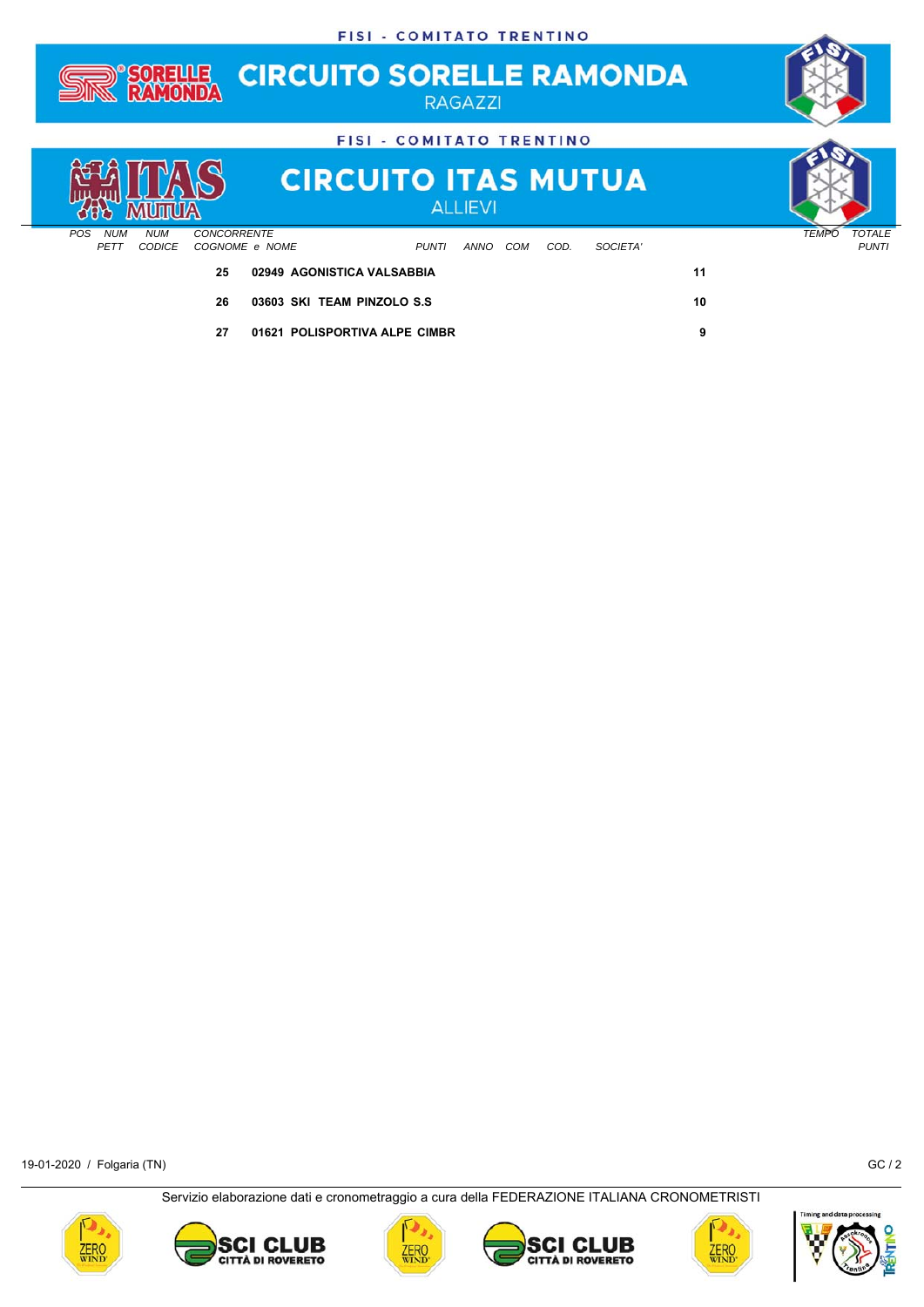FISI - COMITATO TRENTINO

# CIRCUITO SORELLE RAMONDA

RAGAZZI

FISI - COMITATO TRENTINO

# CIRCUITO ITAS MUTUA

ALLIEVI

| POS | NUM PETT | NUM CODICE | CONCORRENTE COGNOME e NOME | PUNTI | ANNO | COM | COD. | SOCIETA' | TEMPO | TOTALE PUNTI |
|---|---|---|---|---|---|---|---|---|---|---|
| 25 | 02949 | AGONISTICA VALSABBIA | | | | | | | | 11 |
| 26 | 03603 | SKI TEAM PINZOLO S.S | | | | | | | | 10 |
| 27 | 01621 | POLISPORTIVA ALPE CIMBR | | | | | | | | 9 |

19-01-2020 / Folgaria (TN)

Servizio elaborazione dati e cronometraggio a cura della FEDERAZIONE ITALIANA CRONOMETRISTI